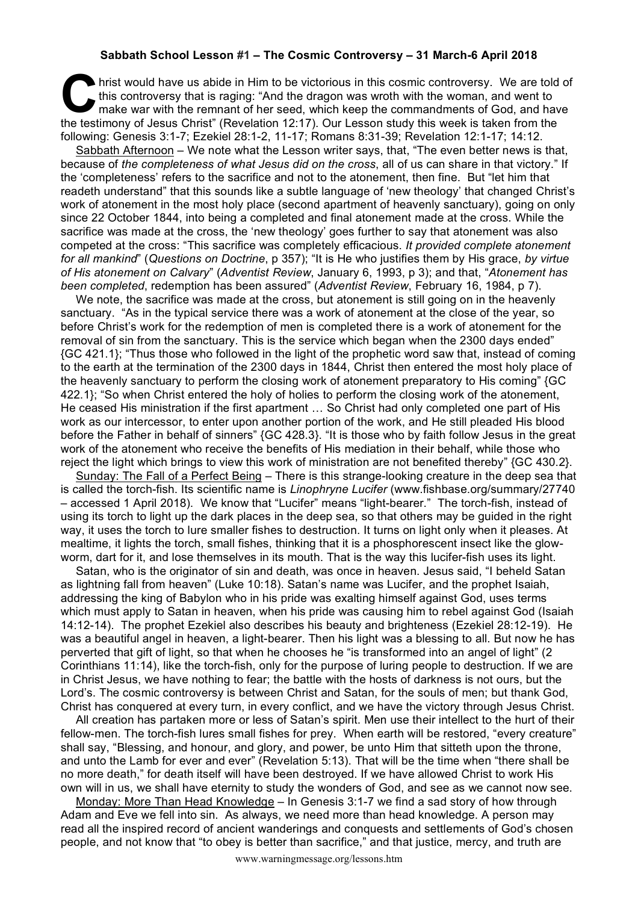**Sabbath School Lesson #1 – The Cosmic Controversy – 31 March-6 April 2018**

Christ would have us abide in Him to be victorious in this cosmic controversy. We are told of this controversy that is raging: "And the dragon was wroth with the woman, and went to make war with the remnant of her seed, which keep the commandments of God, and have the testimony of Jesus Christ" (Revelation 12:17). Our Lesson study this week is taken from the following: Genesis 3:1-7; Ezekiel 28:1-2, 11-17; Romans 8:31-39; Revelation 12:1-17; 14:12.

Sabbath Afternoon – We note what the Lesson writer says, that, "The even better news is that, because of *the completeness of what Jesus did on the cross*, all of us can share in that victory." If the 'completeness' refers to the sacrifice and not to the atonement, then fine. But "let him that readeth understand" that this sounds like a subtle language of 'new theology' that changed Christ's work of atonement in the most holy place (second apartment of heavenly sanctuary), going on only since 22 October 1844, into being a completed and final atonement made at the cross. While the sacrifice was made at the cross, the 'new theology' goes further to say that atonement was also competed at the cross: "This sacrifice was completely efficacious. *It provided complete atonement for all mankind*" (*Questions on Doctrine*, p 357); "It is He who justifies them by His grace, *by virtue of His atonement on Calvary*" (*Adventist Review*, January 6, 1993, p 3); and that, "*Atonement has been completed*, redemption has been assured" (*Adventist Review*, February 16, 1984, p 7).

We note, the sacrifice was made at the cross, but atonement is still going on in the heavenly sanctuary. "As in the typical service there was a work of atonement at the close of the year, so before Christ's work for the redemption of men is completed there is a work of atonement for the removal of sin from the sanctuary. This is the service which began when the 2300 days ended" {GC 421.1}; "Thus those who followed in the light of the prophetic word saw that, instead of coming to the earth at the termination of the 2300 days in 1844, Christ then entered the most holy place of the heavenly sanctuary to perform the closing work of atonement preparatory to His coming" {GC 422.1}; "So when Christ entered the holy of holies to perform the closing work of the atonement, He ceased His ministration if the first apartment … So Christ had only completed one part of His work as our intercessor, to enter upon another portion of the work, and He still pleaded His blood before the Father in behalf of sinners" {GC 428.3}. "It is those who by faith follow Jesus in the great work of the atonement who receive the benefits of His mediation in their behalf, while those who reject the light which brings to view this work of ministration are not benefited thereby" {GC 430.2}.

Sunday: The Fall of a Perfect Being – There is this strange-looking creature in the deep sea that is called the torch-fish. Its scientific name is *Linophryne Lucifer* (www.fishbase.org/summary/27740 – accessed 1 April 2018). We know that "Lucifer" means "light-bearer." The torch-fish, instead of using its torch to light up the dark places in the deep sea, so that others may be guided in the right way, it uses the torch to lure smaller fishes to destruction. It turns on light only when it pleases. At mealtime, it lights the torch, small fishes, thinking that it is a phosphorescent insect like the glow-worm, dart for it, and lose themselves in its mouth. That is the way this lucifer-fish uses its light.

Satan, who is the originator of sin and death, was once in heaven. Jesus said, "I beheld Satan as lightning fall from heaven" (Luke 10:18). Satan's name was Lucifer, and the prophet Isaiah, addressing the king of Babylon who in his pride was exalting himself against God, uses terms which must apply to Satan in heaven, when his pride was causing him to rebel against God (Isaiah 14:12-14). The prophet Ezekiel also describes his beauty and brighteness (Ezekiel 28:12-19). He was a beautiful angel in heaven, a light-bearer. Then his light was a blessing to all. But now he has perverted that gift of light, so that when he chooses he "is transformed into an angel of light" (2 Corinthians 11:14), like the torch-fish, only for the purpose of luring people to destruction. If we are in Christ Jesus, we have nothing to fear; the battle with the hosts of darkness is not ours, but the Lord's. The cosmic controversy is between Christ and Satan, for the souls of men; but thank God, Christ has conquered at every turn, in every conflict, and we have the victory through Jesus Christ.

All creation has partaken more or less of Satan's spirit. Men use their intellect to the hurt of their fellow-men. The torch-fish lures small fishes for prey. When earth will be restored, "every creature" shall say, "Blessing, and honour, and glory, and power, be unto Him that sitteth upon the throne, and unto the Lamb for ever and ever" (Revelation 5:13). That will be the time when "there shall be no more death," for death itself will have been destroyed. If we have allowed Christ to work His own will in us, we shall have eternity to study the wonders of God, and see as we cannot now see.

Monday: More Than Head Knowledge – In Genesis 3:1-7 we find a sad story of how through Adam and Eve we fell into sin. As always, we need more than head knowledge. A person may read all the inspired record of ancient wanderings and conquests and settlements of God's chosen people, and not know that "to obey is better than sacrifice," and that justice, mercy, and truth are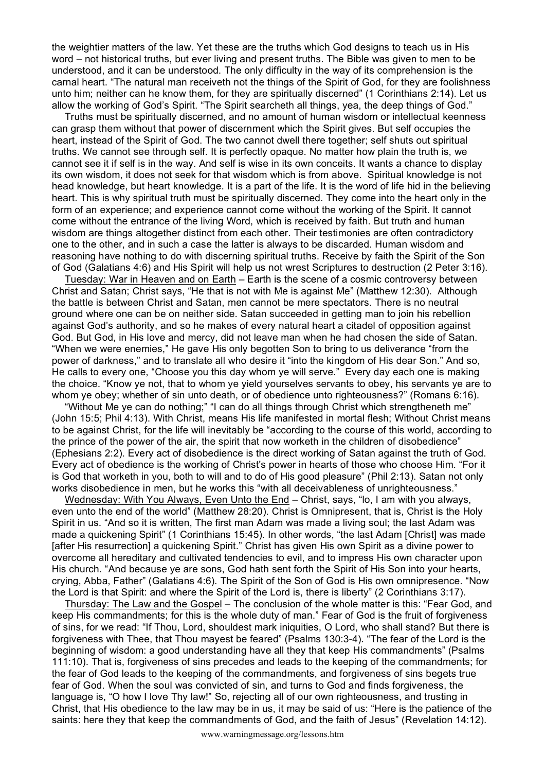the weightier matters of the law. Yet these are the truths which God designs to teach us in His word – not historical truths, but ever living and present truths. The Bible was given to men to be understood, and it can be understood. The only difficulty in the way of its comprehension is the carnal heart. "The natural man receiveth not the things of the Spirit of God, for they are foolishness unto him; neither can he know them, for they are spiritually discerned" (1 Corinthians 2:14). Let us allow the working of God's Spirit. "The Spirit searcheth all things, yea, the deep things of God."

Truths must be spiritually discerned, and no amount of human wisdom or intellectual keenness can grasp them without that power of discernment which the Spirit gives. But self occupies the heart, instead of the Spirit of God. The two cannot dwell there together; self shuts out spiritual truths. We cannot see through self. It is perfectly opaque. No matter how plain the truth is, we cannot see it if self is in the way. And self is wise in its own conceits. It wants a chance to display its own wisdom, it does not seek for that wisdom which is from above. Spiritual knowledge is not head knowledge, but heart knowledge. It is a part of the life. It is the word of life hid in the believing heart. This is why spiritual truth must be spiritually discerned. They come into the heart only in the form of an experience; and experience cannot come without the working of the Spirit. It cannot come without the entrance of the living Word, which is received by faith. But truth and human wisdom are things altogether distinct from each other. Their testimonies are often contradictory one to the other, and in such a case the latter is always to be discarded. Human wisdom and reasoning have nothing to do with discerning spiritual truths. Receive by faith the Spirit of the Son of God (Galatians 4:6) and His Spirit will help us not wrest Scriptures to destruction (2 Peter 3:16).

<u>Tuesday: War in Heaven and on Earth</u> – Earth is the scene of a cosmic controversy between Christ and Satan; Christ says, "He that is not with Me is against Me" (Matthew 12:30). Although the battle is between Christ and Satan, men cannot be mere spectators. There is no neutral ground where one can be on neither side. Satan succeeded in getting man to join his rebellion against God's authority, and so he makes of every natural heart a citadel of opposition against God. But God, in His love and mercy, did not leave man when he had chosen the side of Satan. "When we were enemies," He gave His only begotten Son to bring to us deliverance "from the power of darkness," and to translate all who desire it "into the kingdom of His dear Son." And so, He calls to every one, "Choose you this day whom ye will serve." Every day each one is making the choice. "Know ye not, that to whom ye yield yourselves servants to obey, his servants ye are to whom ye obey; whether of sin unto death, or of obedience unto righteousness?" (Romans 6:16).

"Without Me ye can do nothing;" "I can do all things through Christ which strengtheneth me" (John 15:5; Phil 4:13). With Christ, means His life manifested in mortal flesh; Without Christ means to be against Christ, for the life will inevitably be "according to the course of this world, according to the prince of the power of the air, the spirit that now worketh in the children of disobedience" (Ephesians 2:2). Every act of disobedience is the direct working of Satan against the truth of God. Every act of obedience is the working of Christ's power in hearts of those who choose Him. "For it is God that worketh in you, both to will and to do of His good pleasure" (Phil 2:13). Satan not only works disobedience in men, but he works this "with all deceivableness of unrighteousness."

<u>Wednesday: With You Always, Even Unto the End</u> – Christ, says, "lo, I am with you always, even unto the end of the world" (Matthew 28:20). Christ is Omnipresent, that is, Christ is the Holy Spirit in us. "And so it is written, The first man Adam was made a living soul; the last Adam was made a quickening Spirit" (1 Corinthians 15:45). In other words, "the last Adam [Christ] was made [after His resurrection] a quickening Spirit." Christ has given His own Spirit as a divine power to overcome all hereditary and cultivated tendencies to evil, and to impress His own character upon His church. "And because ye are sons, God hath sent forth the Spirit of His Son into your hearts, crying, Abba, Father" (Galatians 4:6). The Spirit of the Son of God is His own omnipresence. "Now the Lord is that Spirit: and where the Spirit of the Lord is, there is liberty" (2 Corinthians 3:17).

<u>Thursday: The Law and the Gospel</u> – The conclusion of the whole matter is this: "Fear God, and keep His commandments; for this is the whole duty of man." Fear of God is the fruit of forgiveness of sins, for we read: "If Thou, Lord, shouldest mark iniquities, O Lord, who shall stand? But there is forgiveness with Thee, that Thou mayest be feared" (Psalms 130:3-4). "The fear of the Lord is the beginning of wisdom: a good understanding have all they that keep His commandments" (Psalms 111:10). That is, forgiveness of sins precedes and leads to the keeping of the commandments; for the fear of God leads to the keeping of the commandments, and forgiveness of sins begets true fear of God. When the soul was convicted of sin, and turns to God and finds forgiveness, the language is, "O how I love Thy law!" So, rejecting all of our own righteousness, and trusting in Christ, that His obedience to the law may be in us, it may be said of us: "Here is the patience of the saints: here they that keep the commandments of God, and the faith of Jesus" (Revelation 14:12).

www.warningmessage.org/lessons.htm